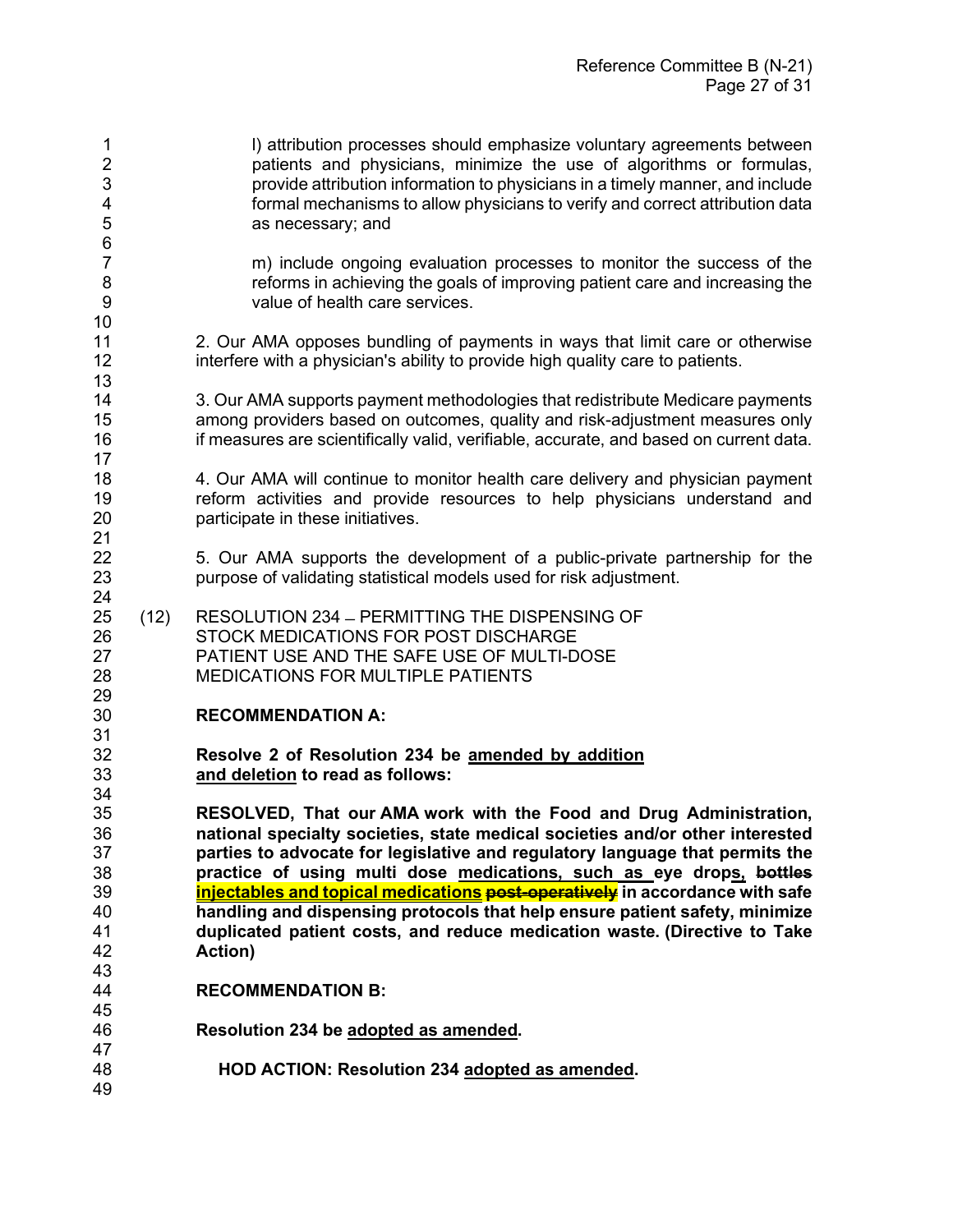l) attribution processes should emphasize voluntary agreements between patients and physicians, minimize the use of algorithms or formulas, provide attribution information to physicians in a timely manner, and include formal mechanisms to allow physicians to verify and correct attribution data as necessary; and

m) include ongoing evaluation processes to monitor the success of the reforms in achieving the goals of improving patient care and increasing the value of health care services.

2. Our AMA opposes bundling of payments in ways that limit care or otherwise interfere with a physician's ability to provide high quality care to patients.

3. Our AMA supports payment methodologies that redistribute Medicare payments among providers based on outcomes, quality and risk-adjustment measures only if measures are scientifically valid, verifiable, accurate, and based on current data.

4. Our AMA will continue to monitor health care delivery and physician payment reform activities and provide resources to help physicians understand and participate in these initiatives.

5. Our AMA supports the development of a public-private partnership for the purpose of validating statistical models used for risk adjustment.

(12) RESOLUTION 234 – PERMITTING THE DISPENSING OF STOCK MEDICATIONS FOR POST DISCHARGE PATIENT USE AND THE SAFE USE OF MULTI-DOSE MEDICATIONS FOR MULTIPLE PATIENTS

**RECOMMENDATION A:**

**Resolve 2 of Resolution 234 be amended by addition and deletion to read as follows:**

**RESOLVED, That our AMA work with the Food and Drug Administration, national specialty societies, state medical societies and/or other interested parties to advocate for legislative and regulatory language that permits the practice of using multi dose medications, such as eye drops, ~~bottles~~ injectables and topical medications ~~post-operatively~~ in accordance with safe handling and dispensing protocols that help ensure patient safety, minimize duplicated patient costs, and reduce medication waste. (Directive to Take Action)**

**RECOMMENDATION B:**

**Resolution 234 be adopted as amended.**

**HOD ACTION: Resolution 234 adopted as amended.**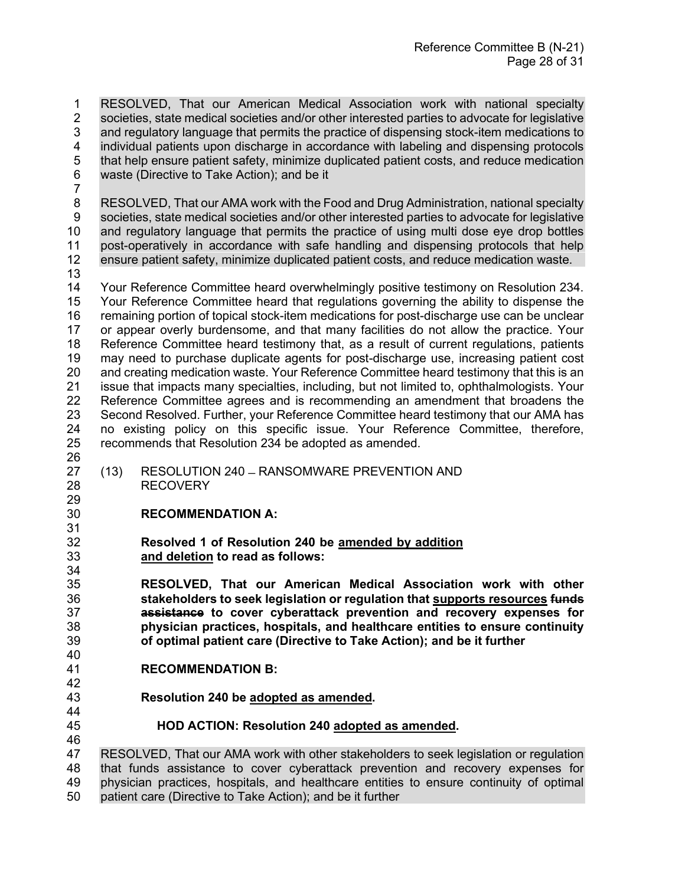RESOLVED, That our American Medical Association work with national specialty societies, state medical societies and/or other interested parties to advocate for legislative and regulatory language that permits the practice of dispensing stock-item medications to individual patients upon discharge in accordance with labeling and dispensing protocols that help ensure patient safety, minimize duplicated patient costs, and reduce medication waste (Directive to Take Action); and be it

RESOLVED, That our AMA work with the Food and Drug Administration, national specialty societies, state medical societies and/or other interested parties to advocate for legislative and regulatory language that permits the practice of using multi dose eye drop bottles post-operatively in accordance with safe handling and dispensing protocols that help ensure patient safety, minimize duplicated patient costs, and reduce medication waste.

Your Reference Committee heard overwhelmingly positive testimony on Resolution 234. Your Reference Committee heard that regulations governing the ability to dispense the remaining portion of topical stock-item medications for post-discharge use can be unclear or appear overly burdensome, and that many facilities do not allow the practice. Your Reference Committee heard testimony that, as a result of current regulations, patients may need to purchase duplicate agents for post-discharge use, increasing patient cost and creating medication waste. Your Reference Committee heard testimony that this is an issue that impacts many specialties, including, but not limited to, ophthalmologists. Your Reference Committee agrees and is recommending an amendment that broadens the Second Resolved. Further, your Reference Committee heard testimony that our AMA has no existing policy on this specific issue. Your Reference Committee, therefore, recommends that Resolution 234 be adopted as amended.

(13) RESOLUTION 240 – RANSOMWARE PREVENTION AND RECOVERY

**RECOMMENDATION A:**

**Resolved 1 of Resolution 240 be <u>amended by addition and deletion</u> to read as follows:**

**RESOLVED, That our American Medical Association work with other stakeholders to seek legislation or regulation that <u>supports resources</u> ~~funds assistance~~ to cover cyberattack prevention and recovery expenses for physician practices, hospitals, and healthcare entities to ensure continuity of optimal patient care (Directive to Take Action); and be it further**

**RECOMMENDATION B:**

**Resolution 240 be <u>adopted as amended</u>.**

**HOD ACTION: Resolution 240 <u>adopted as amended</u>.**

RESOLVED, That our AMA work with other stakeholders to seek legislation or regulation that funds assistance to cover cyberattack prevention and recovery expenses for physician practices, hospitals, and healthcare entities to ensure continuity of optimal patient care (Directive to Take Action); and be it further